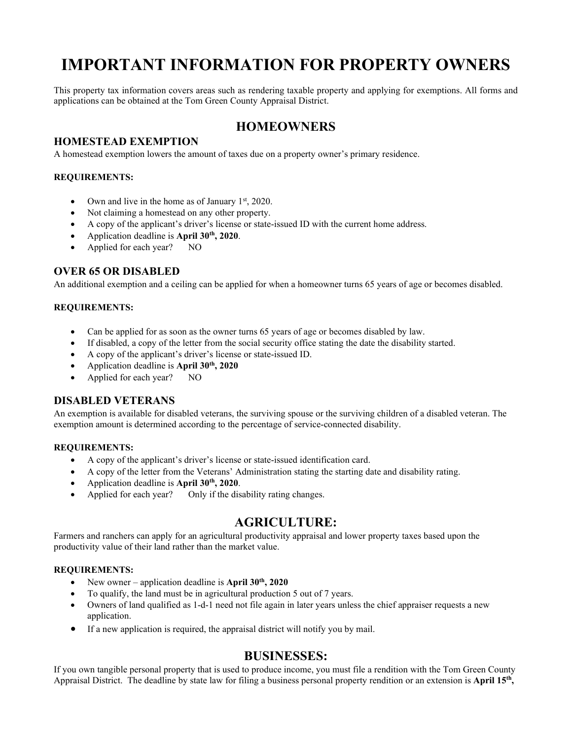# IMPORTANT INFORMATION FOR PROPERTY OWNERS

This property tax information covers areas such as rendering taxable property and applying for exemptions. All forms and applications can be obtained at the Tom Green County Appraisal District.

## HOMEOWNERS

### HOMESTEAD EXEMPTION

A homestead exemption lowers the amount of taxes due on a property owner's primary residence.

**REQUIREMENTS:**

- Own and live in the home as of January 1st, 2020.
- Not claiming a homestead on any other property.
- A copy of the applicant's driver's license or state-issued ID with the current home address.
- Application deadline is **April 30th, 2020**.
- Applied for each year? NO

### OVER 65 OR DISABLED

An additional exemption and a ceiling can be applied for when a homeowner turns 65 years of age or becomes disabled.

**REQUIREMENTS:**

- Can be applied for as soon as the owner turns 65 years of age or becomes disabled by law.
- If disabled, a copy of the letter from the social security office stating the date the disability started.
- A copy of the applicant's driver's license or state-issued ID.
- Application deadline is **April 30th, 2020**
- Applied for each year? NO

### DISABLED VETERANS

An exemption is available for disabled veterans, the surviving spouse or the surviving children of a disabled veteran. The exemption amount is determined according to the percentage of service-connected disability.

**REQUIREMENTS:**

- A copy of the applicant's driver's license or state-issued identification card.
- A copy of the letter from the Veterans' Administration stating the starting date and disability rating.
- Application deadline is **April 30th, 2020**.
- Applied for each year? Only if the disability rating changes.

## AGRICULTURE:

Farmers and ranchers can apply for an agricultural productivity appraisal and lower property taxes based upon the productivity value of their land rather than the market value.

**REQUIREMENTS:**

- New owner – application deadline is **April 30th, 2020**
- To qualify, the land must be in agricultural production 5 out of 7 years.
- Owners of land qualified as 1-d-1 need not file again in later years unless the chief appraiser requests a new application.
- If a new application is required, the appraisal district will notify you by mail.

## BUSINESSES:

If you own tangible personal property that is used to produce income, you must file a rendition with the Tom Green County Appraisal District. The deadline by state law for filing a business personal property rendition or an extension is **April 15th,**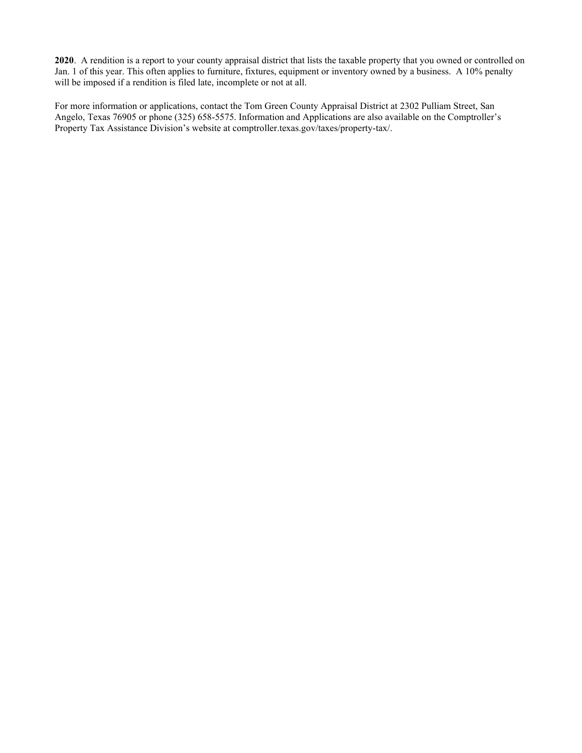**2020**. A rendition is a report to your county appraisal district that lists the taxable property that you owned or controlled on Jan. 1 of this year. This often applies to furniture, fixtures, equipment or inventory owned by a business. A 10% penalty will be imposed if a rendition is filed late, incomplete or not at all.

For more information or applications, contact the Tom Green County Appraisal District at 2302 Pulliam Street, San Angelo, Texas 76905 or phone (325) 658-5575. Information and Applications are also available on the Comptroller's Property Tax Assistance Division's website at comptroller.texas.gov/taxes/property-tax/.